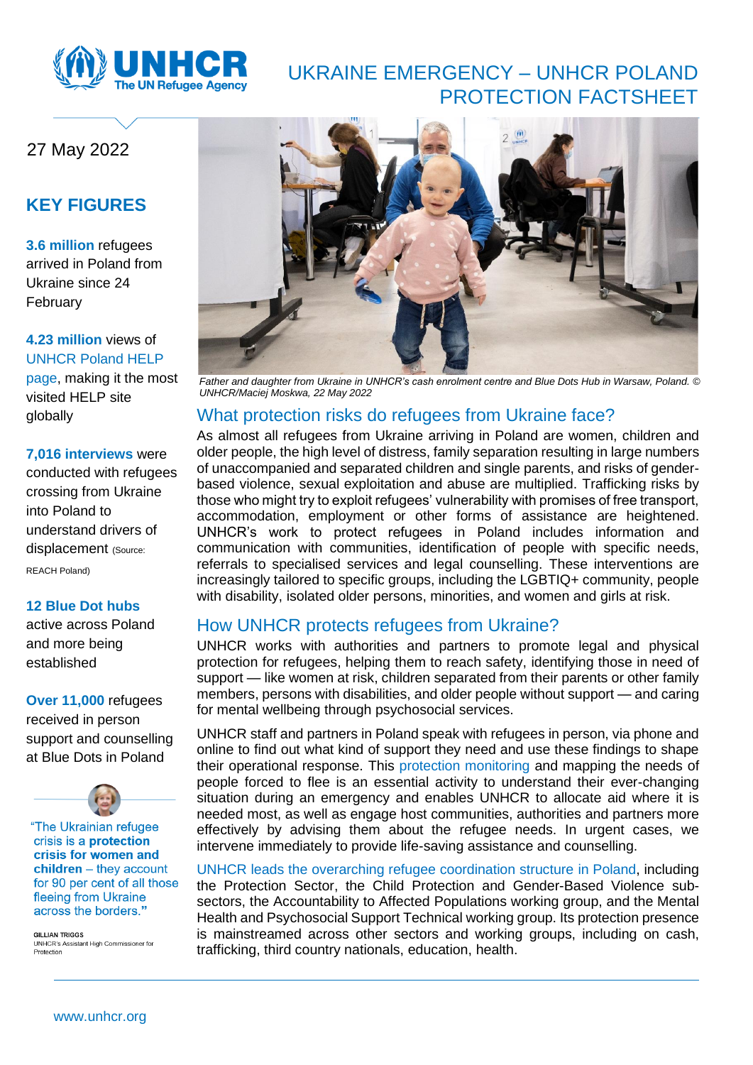# UKRAINE EMERGENCY – UNHCR POLAND PROTECTION FACTSHEET

27 May 2022

## KEY FIGURES

**3.6 million** refugees arrived in Poland from Ukraine since 24 February

**4.23 million** views of UNHCR Poland HELP page, making it the most visited HELP site globally

**7,016 interviews** were conducted with refugees crossing from Ukraine into Poland to understand drivers of displacement (Source: REACH Poland)

**12 Blue Dot hubs** active across Poland and more being established

**Over 11,000** refugees received in person support and counselling at Blue Dots in Poland

"The Ukrainian refugee crisis is a **protection crisis for women and children** – they account for 90 per cent of all those fleeing from Ukraine across the borders."

GILLIAN TRIGGS
UNHCR's Assistant High Commissioner for Protection

*Father and daughter from Ukraine in UNHCR's cash enrolment centre and Blue Dots Hub in Warsaw, Poland. © UNHCR/Maciej Moskwa, 22 May 2022*

## What protection risks do refugees from Ukraine face?

As almost all refugees from Ukraine arriving in Poland are women, children and older people, the high level of distress, family separation resulting in large numbers of unaccompanied and separated children and single parents, and risks of gender-based violence, sexual exploitation and abuse are multiplied. Trafficking risks by those who might try to exploit refugees' vulnerability with promises of free transport, accommodation, employment or other forms of assistance are heightened. UNHCR's work to protect refugees in Poland includes information and communication with communities, identification of people with specific needs, referrals to specialised services and legal counselling. These interventions are increasingly tailored to specific groups, including the LGBTIQ+ community, people with disability, isolated older persons, minorities, and women and girls at risk.

## How UNHCR protects refugees from Ukraine?

UNHCR works with authorities and partners to promote legal and physical protection for refugees, helping them to reach safety, identifying those in need of support — like women at risk, children separated from their parents or other family members, persons with disabilities, and older people without support — and caring for mental wellbeing through psychosocial services.

UNHCR staff and partners in Poland speak with refugees in person, via phone and online to find out what kind of support they need and use these findings to shape their operational response. This protection monitoring and mapping the needs of people forced to flee is an essential activity to understand their ever-changing situation during an emergency and enables UNHCR to allocate aid where it is needed most, as well as engage host communities, authorities and partners more effectively by advising them about the refugee needs. In urgent cases, we intervene immediately to provide life-saving assistance and counselling.

UNHCR leads the overarching refugee coordination structure in Poland, including the Protection Sector, the Child Protection and Gender-Based Violence sub-sectors, the Accountability to Affected Populations working group, and the Mental Health and Psychosocial Support Technical working group. Its protection presence is mainstreamed across other sectors and working groups, including on cash, trafficking, third country nationals, education, health.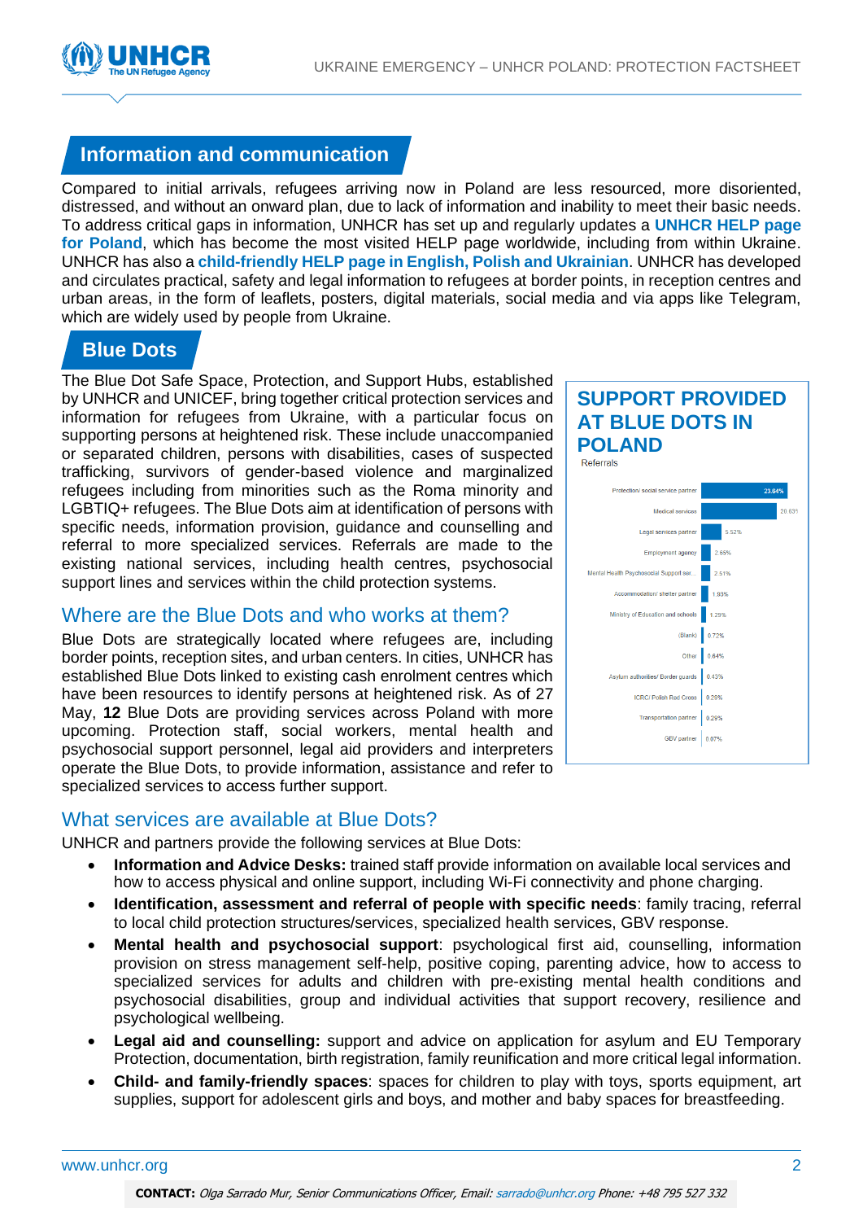## Information and communication

Compared to initial arrivals, refugees arriving now in Poland are less resourced, more disoriented, distressed, and without an onward plan, due to lack of information and inability to meet their basic needs. To address critical gaps in information, UNHCR has set up and regularly updates a **UNHCR HELP page for Poland**, which has become the most visited HELP page worldwide, including from within Ukraine. UNHCR has also a **child-friendly HELP page in English, Polish and Ukrainian**. UNHCR has developed and circulates practical, safety and legal information to refugees at border points, in reception centres and urban areas, in the form of leaflets, posters, digital materials, social media and via apps like Telegram, which are widely used by people from Ukraine.

## Blue Dots

The Blue Dot Safe Space, Protection, and Support Hubs, established by UNHCR and UNICEF, bring together critical protection services and information for refugees from Ukraine, with a particular focus on supporting persons at heightened risk. These include unaccompanied or separated children, persons with disabilities, cases of suspected trafficking, survivors of gender-based violence and marginalized refugees including from minorities such as the Roma minority and LGBTIQ+ refugees. The Blue Dots aim at identification of persons with specific needs, information provision, guidance and counselling and referral to more specialized services. Referrals are made to the existing national services, including health centres, psychosocial support lines and services within the child protection systems.

### SUPPORT PROVIDED AT BLUE DOTS IN POLAND

Referrals

Protection/ social service partner 23.64%
Medical services 20.63%
Legal services partner 5.52%
Employment agency 2.65%
Mental Health Psychosocial Support ser... 2.51%
Accommodation/ shelter partner 1.93%
Ministry of Education and schools 1.29%
(Blank) 0.72%
Other 0.64%
Asylum authorities/ Border guards 0.43%
ICRC/ Polish Red Cross 0.29%
Transportation partner 0.29%
GBV partner 0.07%

### Where are the Blue Dots and who works at them?

Blue Dots are strategically located where refugees are, including border points, reception sites, and urban centers. In cities, UNHCR has established Blue Dots linked to existing cash enrolment centres which have been resources to identify persons at heightened risk. As of 27 May, **12** Blue Dots are providing services across Poland with more upcoming. Protection staff, social workers, mental health and psychosocial support personnel, legal aid providers and interpreters operate the Blue Dots, to provide information, assistance and refer to specialized services to access further support.

### What services are available at Blue Dots?

UNHCR and partners provide the following services at Blue Dots:

- **Information and Advice Desks:** trained staff provide information on available local services and how to access physical and online support, including Wi-Fi connectivity and phone charging.
- **Identification, assessment and referral of people with specific needs**: family tracing, referral to local child protection structures/services, specialized health services, GBV response.
- **Mental health and psychosocial support**: psychological first aid, counselling, information provision on stress management self-help, positive coping, parenting advice, how to access to specialized services for adults and children with pre-existing mental health conditions and psychosocial disabilities, group and individual activities that support recovery, resilience and psychological wellbeing.
- **Legal aid and counselling:** support and advice on application for asylum and EU Temporary Protection, documentation, birth registration, family reunification and more critical legal information.
- **Child- and family-friendly spaces**: spaces for children to play with toys, sports equipment, art supplies, support for adolescent girls and boys, and mother and baby spaces for breastfeeding.

**CONTACT:** *Olga Sarrado Mur, Senior Communications Officer, Email: sarrado@unhcr.org Phone: +48 795 527 332*